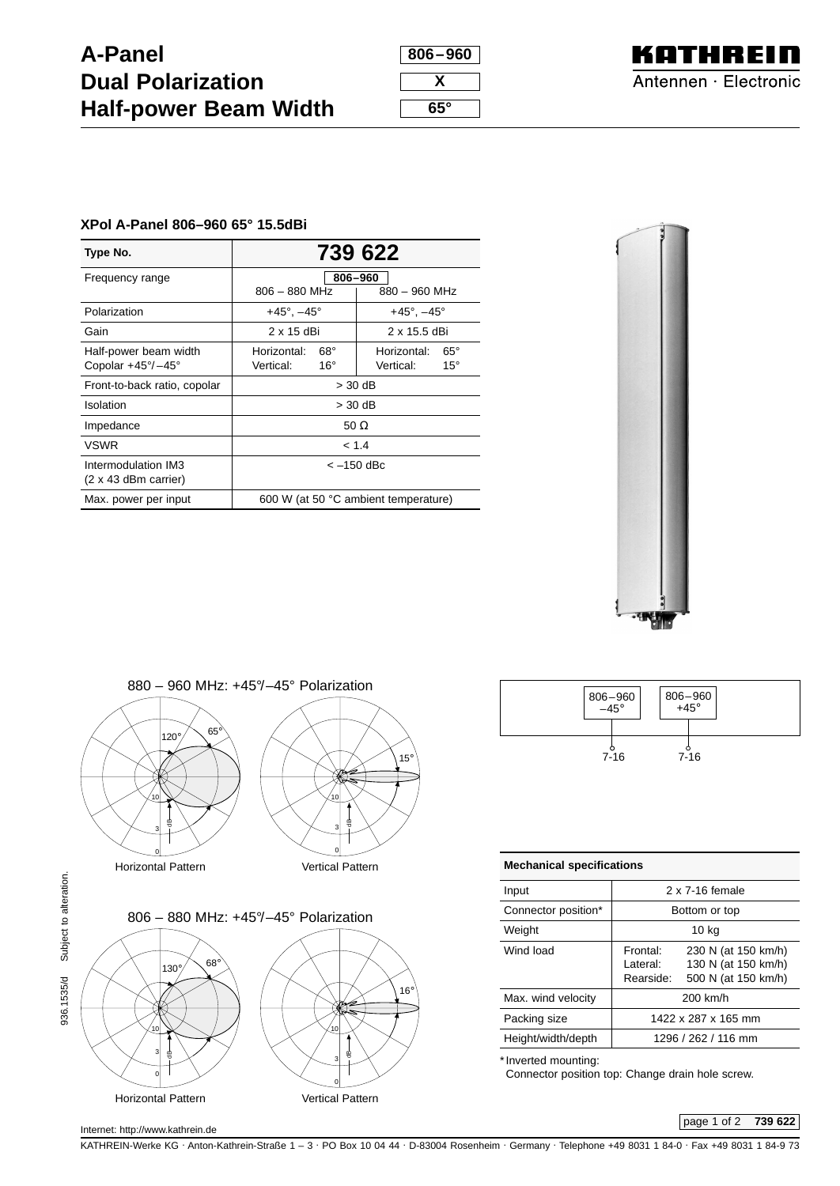# A-Panel
# Dual Polarization
# Half-power Beam Width

806–960

X

65°

KATHREIN
Antennen · Electronic

### XPol A-Panel 806–960 65° 15.5dBi

| Type No. | 739 622 | |
|---|---|---|
| Frequency range | 806–960<br>806 – 880 MHz | 880 – 960 MHz |
| Polarization | +45°, –45° | +45°, –45° |
| Gain | 2 x 15 dBi | 2 x 15.5 dBi |
| Half-power beam width<br>Copolar +45°/–45° | Horizontal: 68°<br>Vertical: 16° | Horizontal: 65°<br>Vertical: 15° |
| Front-to-back ratio, copolar | > 30 dB | |
| Isolation | > 30 dB | |
| Impedance | 50 Ω | |
| VSWR | < 1.4 | |
| Intermodulation IM3<br>(2 x 43 dBm carrier) | < –150 dBc | |
| Max. power per input | 600 W (at 50 °C ambient temperature) | |

880 – 960 MHz: +45°/–45° Polarization

Horizontal Pattern — Vertical Pattern

806 – 880 MHz: +45°/–45° Polarization

Horizontal Pattern — Vertical Pattern

806–960 –45° — 7-16
806–960 +45° — 7-16

| Mechanical specifications | |
|---|---|
| Input | 2 x 7-16 female |
| Connector position* | Bottom or top |
| Weight | 10 kg |
| Wind load | Frontal: 230 N (at 150 km/h)<br>Lateral: 130 N (at 150 km/h)<br>Rearside: 500 N (at 150 km/h) |
| Max. wind velocity | 200 km/h |
| Packing size | 1422 x 287 x 165 mm |
| Height/width/depth | 1296 / 262 / 116 mm |

* Inverted mounting:
Connector position top: Change drain hole screw.

936.1535/d Subject to alteration.

Internet: http://www.kathrein.de

KATHREIN-Werke KG · Anton-Kathrein-Straße 1 – 3 · PO Box 10 04 44 · D-83004 Rosenheim · Germany · Telephone +49 8031 1 84-0 · Fax +49 8031 1 84-9 73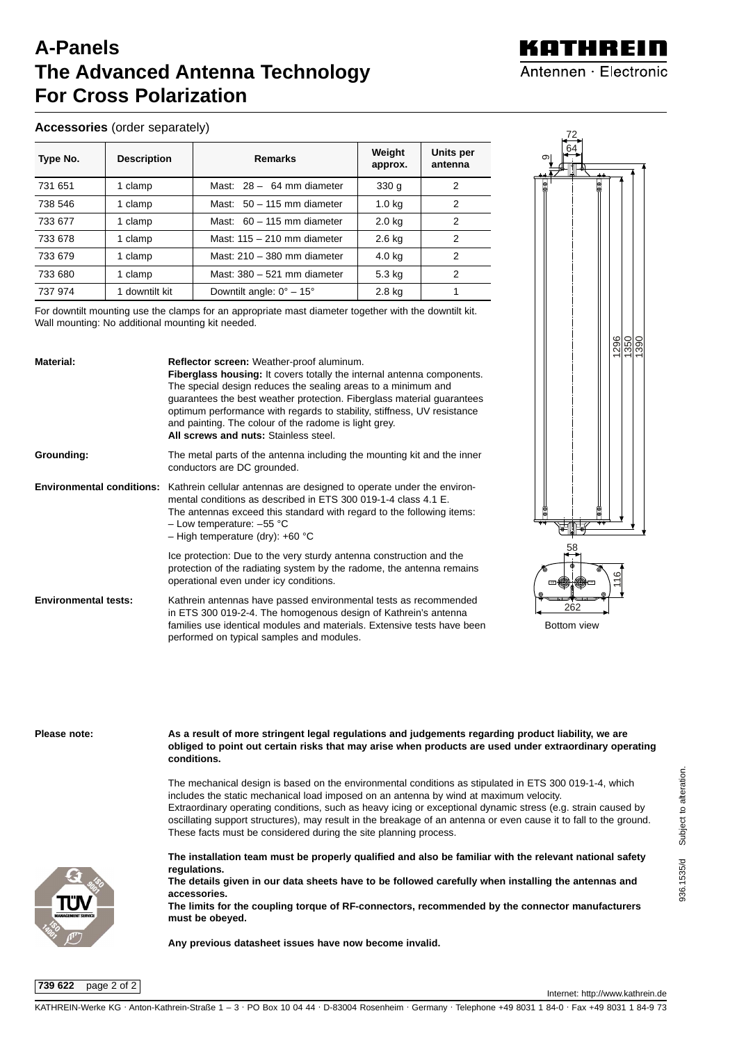# A-Panels
# The Advanced Antenna Technology For Cross Polarization

KATHREIN
Antennen · Electronic

**Accessories** (order separately)

| Type No. | Description | Remarks | Weight approx. | Units per antenna |
|---|---|---|---|---|
| 731 651 | 1 clamp | Mast: 28 – 64 mm diameter | 330 g | 2 |
| 738 546 | 1 clamp | Mast: 50 – 115 mm diameter | 1.0 kg | 2 |
| 733 677 | 1 clamp | Mast: 60 – 115 mm diameter | 2.0 kg | 2 |
| 733 678 | 1 clamp | Mast: 115 – 210 mm diameter | 2.6 kg | 2 |
| 733 679 | 1 clamp | Mast: 210 – 380 mm diameter | 4.0 kg | 2 |
| 733 680 | 1 clamp | Mast: 380 – 521 mm diameter | 5.3 kg | 2 |
| 737 974 | 1 downtilt kit | Downtilt angle: 0° – 15° | 2.8 kg | 1 |

For downtilt mounting use the clamps for an appropriate mast diameter together with the downtilt kit.
Wall mounting: No additional mounting kit needed.

72
64
9
1296
1350
1390
58
116
262
Bottom view

**Material:**
**Reflector screen:** Weather-proof aluminum.
**Fiberglass housing:** It covers totally the internal antenna components. The special design reduces the sealing areas to a minimum and guarantees the best weather protection. Fiberglass material guarantees optimum performance with regards to stability, stiffness, UV resistance and painting. The colour of the radome is light grey.
**All screws and nuts:** Stainless steel.

**Grounding:**
The metal parts of the antenna including the mounting kit and the inner conductors are DC grounded.

**Environmental conditions:**
Kathrein cellular antennas are designed to operate under the environmental conditions as described in ETS 300 019-1-4 class 4.1 E.
The antennas exceed this standard with regard to the following items:
– Low temperature: –55 °C
– High temperature (dry): +60 °C

Ice protection: Due to the very sturdy antenna construction and the protection of the radiating system by the radome, the antenna remains operational even under icy conditions.

**Environmental tests:**
Kathrein antennas have passed environmental tests as recommended in ETS 300 019-2-4. The homogenous design of Kathrein's antenna families use identical modules and materials. Extensive tests have been performed on typical samples and modules.

**Please note:**
**As a result of more stringent legal regulations and judgements regarding product liability, we are obliged to point out certain risks that may arise when products are used under extraordinary operating conditions.**

The mechanical design is based on the environmental conditions as stipulated in ETS 300 019-1-4, which includes the static mechanical load imposed on an antenna by wind at maximum velocity.
Extraordinary operating conditions, such as heavy icing or exceptional dynamic stress (e.g. strain caused by oscillating support structures), may result in the breakage of an antenna or even cause it to fall to the ground. These facts must be considered during the site planning process.

**The installation team must be properly qualified and also be familiar with the relevant national safety regulations.**
**The details given in our data sheets have to be followed carefully when installing the antennas and accessories.**
**The limits for the coupling torque of RF-connectors, recommended by the connector manufacturers must be obeyed.**

**Any previous datasheet issues have now become invalid.**

936.1535/d Subject to alteration.

**739 622** page 2 of 2

Internet: http://www.kathrein.de

KATHREIN-Werke KG · Anton-Kathrein-Straße 1 – 3 · PO Box 10 04 44 · D-83004 Rosenheim · Germany · Telephone +49 8031 1 84-0 · Fax +49 8031 1 84-9 73